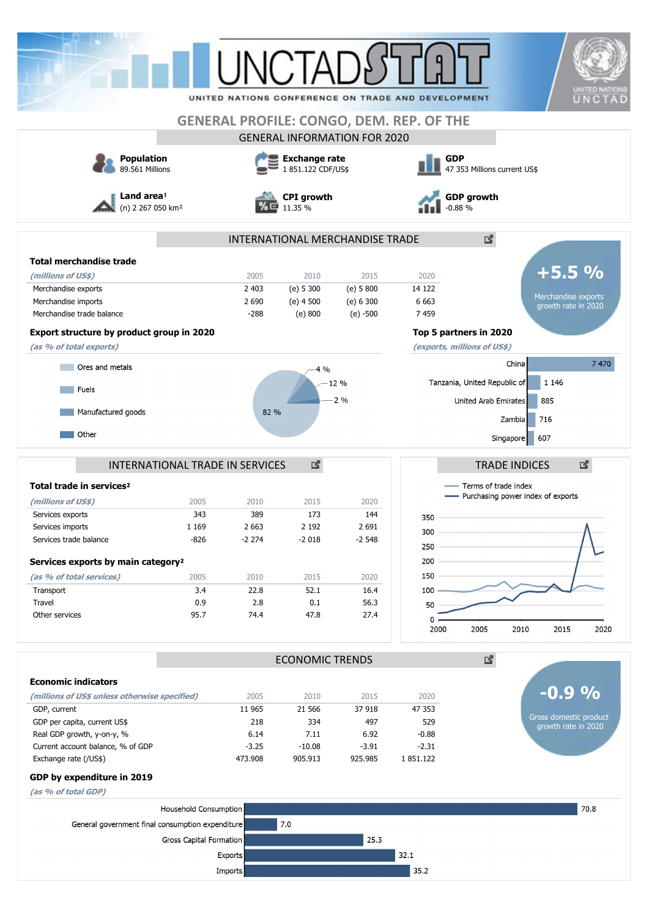# UNCTADSTAT

UNITED NATIONS CONFERENCE ON TRADE AND DEVELOPMENT

## GENERAL PROFILE: CONGO, DEM. REP. OF THE

### GENERAL INFORMATION FOR 2020

**Population**
89.561 Millions

**Exchange rate**
1 851.122 CDF/US$

**GDP**
47 353 Millions current US$

**Land area**[1]
(n) 2 267 050 km²

**CPI growth**
11.35 %

**GDP growth**
-0.88 %

### INTERNATIONAL MERCHANDISE TRADE

**Total merchandise trade**

| *(millions of US$)* | 2005 | 2010 | 2015 | 2020 |
|---|---|---|---|---|
| Merchandise exports | 2 403 | (e) 5 300 | (e) 5 800 | 14 122 |
| Merchandise imports | 2 690 | (e) 4 500 | (e) 6 300 | 6 663 |
| Merchandise trade balance | -288 | (e) 800 | (e) -500 | 7 459 |

**+5.5 %**
Merchandise exports growth rate in 2020

**Export structure by product group in 2020**

*(as % of total exports)*

| Product group | % |
|---|---|
| Ores and metals | 82 % |
| Fuels | 2 % |
| Manufactured goods | 12 % |
| Other | 4 % |

**Top 5 partners in 2020**

*(exports, millions of US$)*

| Partner | Exports |
|---|---|
| China | 7 470 |
| Tanzania, United Republic of | 1 146 |
| United Arab Emirates | 885 |
| Zambia | 716 |
| Singapore | 607 |

### INTERNATIONAL TRADE IN SERVICES

**Total trade in services**[2]

| *(millions of US$)* | 2005 | 2010 | 2015 | 2020 |
|---|---|---|---|---|
| Services exports | 343 | 389 | 173 | 144 |
| Services imports | 1 169 | 2 663 | 2 192 | 2 691 |
| Services trade balance | -826 | -2 274 | -2 018 | -2 548 |

**Services exports by main category**[2]

| *(as % of total services)* | 2005 | 2010 | 2015 | 2020 |
|---|---|---|---|---|
| Transport | 3.4 | 22.8 | 52.1 | 16.4 |
| Travel | 0.9 | 2.8 | 0.1 | 56.3 |
| Other services | 95.7 | 74.4 | 47.8 | 27.4 |

### TRADE INDICES

Legend: Terms of trade index; Purchasing power index of exports (chart, 2000–2020, scale 0–350)

### ECONOMIC TRENDS

**Economic indicators**

| *(millions of US$ unless otherwise specified)* | 2005 | 2010 | 2015 | 2020 |
|---|---|---|---|---|
| GDP, current | 11 965 | 21 566 | 37 918 | 47 353 |
| GDP per capita, current US$ | 218 | 334 | 497 | 529 |
| Real GDP growth, y-on-y, % | 6.14 | 7.11 | 6.92 | -0.88 |
| Current account balance, % of GDP | -3.25 | -10.08 | -3.91 | -2.31 |
| Exchange rate (/US$) | 473.908 | 905.913 | 925.985 | 1 851.122 |

**-0.9 %**
Gross domestic product growth rate in 2020

**GDP by expenditure in 2019**

*(as % of total GDP)*

| Component | % |
|---|---|
| Household Consumption | 70.8 |
| General government final consumption expenditure | 7.0 |
| Gross Capital Formation | 25.3 |
| Exports | 32.1 |
| Imports | 35.2 |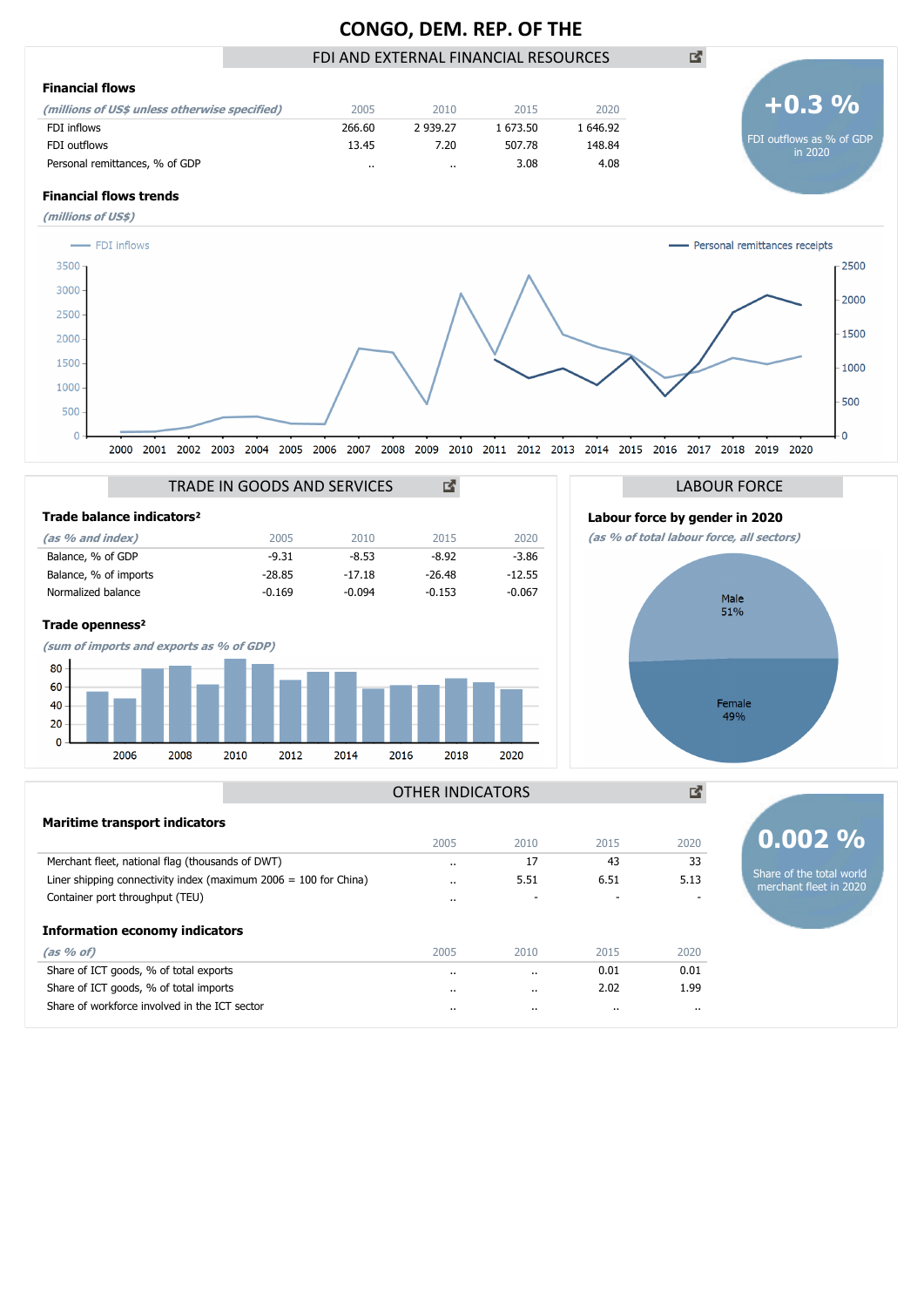# CONGO, DEM. REP. OF THE

## FDI AND EXTERNAL FINANCIAL RESOURCES

### Financial flows

| *(millions of US$ unless otherwise specified)* | 2005 | 2010 | 2015 | 2020 |
|---|---|---|---|---|
| FDI inflows | 266.60 | 2 939.27 | 1 673.50 | 1 646.92 |
| FDI outflows | 13.45 | 7.20 | 507.78 | 148.84 |
| Personal remittances, % of GDP | .. | .. | 3.08 | 4.08 |

**+0.3 %**
FDI outflows as % of GDP in 2020

### Financial flows trends

*(millions of US$)*

FDI inflows — Personal remittances receipts

## TRADE IN GOODS AND SERVICES

### Trade balance indicators²

| *(as % and index)* | 2005 | 2010 | 2015 | 2020 |
|---|---|---|---|---|
| Balance, % of GDP | -9.31 | -8.53 | -8.92 | -3.86 |
| Balance, % of imports | -28.85 | -17.18 | -26.48 | -12.55 |
| Normalized balance | -0.169 | -0.094 | -0.153 | -0.067 |

### Trade openness²

*(sum of imports and exports as % of GDP)*

## LABOUR FORCE

### Labour force by gender in 2020

*(as % of total labour force, all sectors)*

Male 51%

Female 49%

## OTHER INDICATORS

### Maritime transport indicators

| | 2005 | 2010 | 2015 | 2020 |
|---|---|---|---|---|
| Merchant fleet, national flag (thousands of DWT) | .. | 17 | 43 | 33 |
| Liner shipping connectivity index (maximum 2006 = 100 for China) | .. | 5.51 | 6.51 | 5.13 |
| Container port throughput (TEU) | .. | - | - | - |

**0.002 %**
Share of the total world merchant fleet in 2020

### Information economy indicators

| *(as % of)* | 2005 | 2010 | 2015 | 2020 |
|---|---|---|---|---|
| Share of ICT goods, % of total exports | .. | .. | 0.01 | 0.01 |
| Share of ICT goods, % of total imports | .. | .. | 2.02 | 1.99 |
| Share of workforce involved in the ICT sector | .. | .. | .. | .. |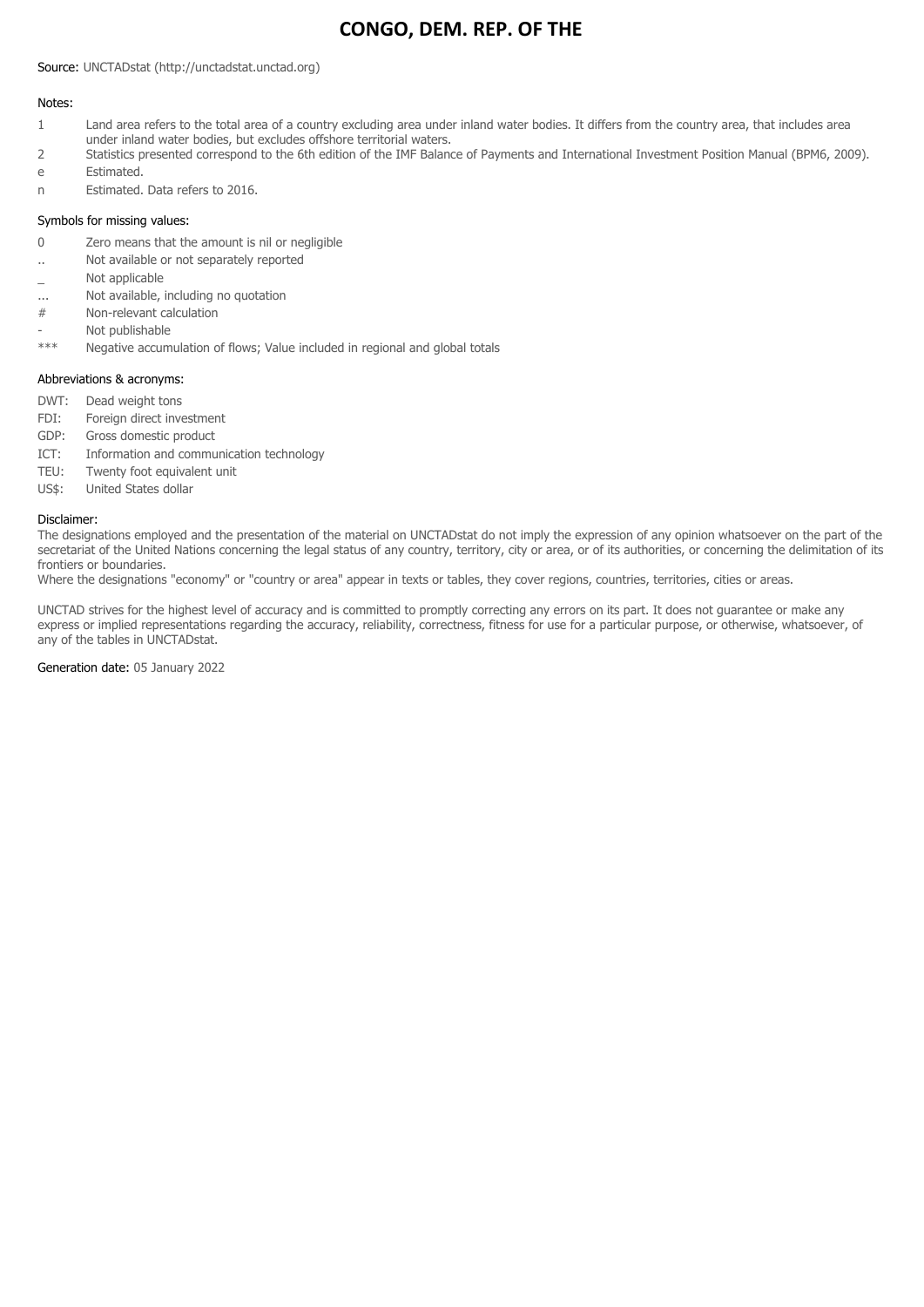# CONGO, DEM. REP. OF THE

Source: UNCTADstat (http://unctadstat.unctad.org)

Notes:

| | |
|---|---|
| 1 | Land area refers to the total area of a country excluding area under inland water bodies. It differs from the country area, that includes area under inland water bodies, but excludes offshore territorial waters. |
| 2 | Statistics presented correspond to the 6th edition of the IMF Balance of Payments and International Investment Position Manual (BPM6, 2009). |
| e | Estimated. |
| n | Estimated. Data refers to 2016. |

Symbols for missing values:

| | |
|---|---|
| 0 | Zero means that the amount is nil or negligible |
| .. | Not available or not separately reported |
| _ | Not applicable |
| ... | Not available, including no quotation |
| # | Non-relevant calculation |
| - | Not publishable |
| *** | Negative accumulation of flows; Value included in regional and global totals |

Abbreviations & acronyms:

| | |
|---|---|
| DWT: | Dead weight tons |
| FDI: | Foreign direct investment |
| GDP: | Gross domestic product |
| ICT: | Information and communication technology |
| TEU: | Twenty foot equivalent unit |
| US$: | United States dollar |

Disclaimer:

The designations employed and the presentation of the material on UNCTADstat do not imply the expression of any opinion whatsoever on the part of the secretariat of the United Nations concerning the legal status of any country, territory, city or area, or of its authorities, or concerning the delimitation of its frontiers or boundaries.

Where the designations "economy" or "country or area" appear in texts or tables, they cover regions, countries, territories, cities or areas.

UNCTAD strives for the highest level of accuracy and is committed to promptly correcting any errors on its part. It does not guarantee or make any express or implied representations regarding the accuracy, reliability, correctness, fitness for use for a particular purpose, or otherwise, whatsoever, of any of the tables in UNCTADstat.

Generation date: 05 January 2022